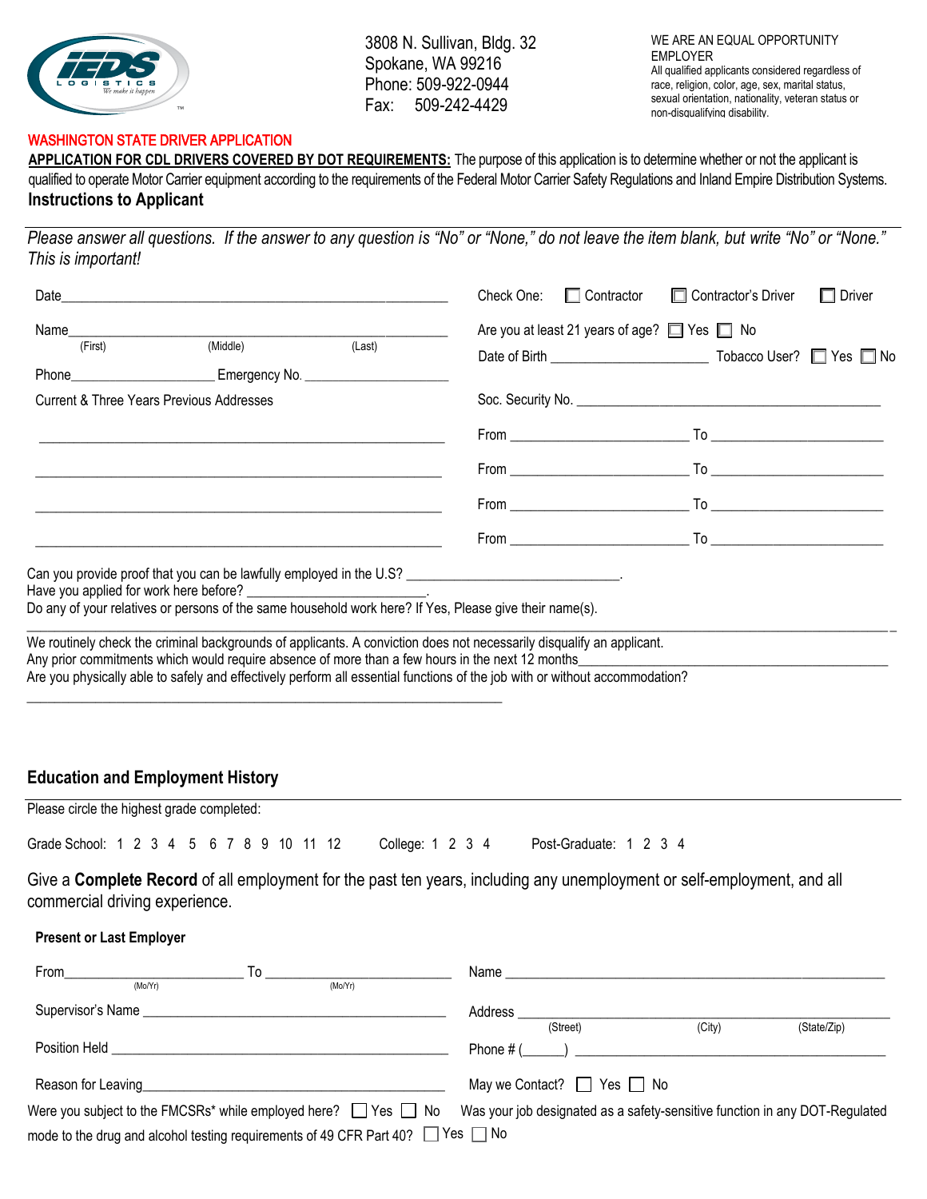IEDS LOGISTICS — We make it happen

3808 N. Sullivan, Bldg. 32
Spokane, WA 99216
Phone: 509-922-0944
Fax: 509-242-4429

WE ARE AN EQUAL OPPORTUNITY EMPLOYER
All qualified applicants considered regardless of race, religion, color, age, sex, marital status, sexual orientation, nationality, veteran status or non-disqualifying disability.

## WASHINGTON STATE DRIVER APPLICATION

**APPLICATION FOR CDL DRIVERS COVERED BY DOT REQUIREMENTS:** The purpose of this application is to determine whether or not the applicant is qualified to operate Motor Carrier equipment according to the requirements of the Federal Motor Carrier Safety Regulations and Inland Empire Distribution Systems.

### Instructions to Applicant

*Please answer all questions. If the answer to any question is "No" or "None," do not leave the item blank, but write "No" or "None." This is important!*

Date_______________________________________________

Check One: ☐ Contractor ☐ Contractor's Driver ☐ Driver

Name_______________________________________________
(First) (Middle) (Last)

Are you at least 21 years of age? ☐ Yes ☐ No

Date of Birth ____________________ Tobacco User? ☐ Yes ☐ No

Phone____________________ Emergency No. ____________________

Soc. Security No. ______________________________________

Current & Three Years Previous Addresses

_______________________________________________ From ____________________ To ____________________

_______________________________________________ From ____________________ To ____________________

_______________________________________________ From ____________________ To ____________________

_______________________________________________ From ____________________ To ____________________

Can you provide proof that you can be lawfully employed in the U.S? ____________________________.

Have you applied for work here before? _______________________.

Do any of your relatives or persons of the same household work here? If Yes, Please give their name(s).

_______________________________________________________________________________

We routinely check the criminal backgrounds of applicants. A conviction does not necessarily disqualify an applicant.

Any prior commitments which would require absence of more than a few hours in the next 12 months__________________________________________

Are you physically able to safely and effectively perform all essential functions of the job with or without accommodation?

_______________________________________________________________

### Education and Employment History

Please circle the highest grade completed:

Grade School: 1 2 3 4 5 6 7 8 9 10 11 12 College: 1 2 3 4 Post-Graduate: 1 2 3 4

Give a **Complete Record** of all employment for the past ten years, including any unemployment or self-employment, and all commercial driving experience.

**Present or Last Employer**

From____________________ To ____________________
(Mo/Yr) (Mo/Yr)

Name _______________________________________________

Supervisor's Name ________________________________________

Address _______________________________________________
(Street) (City) (State/Zip)

Position Held ____________________________________________

Phone # (______) ______________________________________

Reason for Leaving________________________________________

May we Contact? ☐ Yes ☐ No

Were you subject to the FMCSRs* while employed here? ☐ Yes ☐ No Was your job designated as a safety-sensitive function in any DOT-Regulated mode to the drug and alcohol testing requirements of 49 CFR Part 40? ☐ Yes ☐ No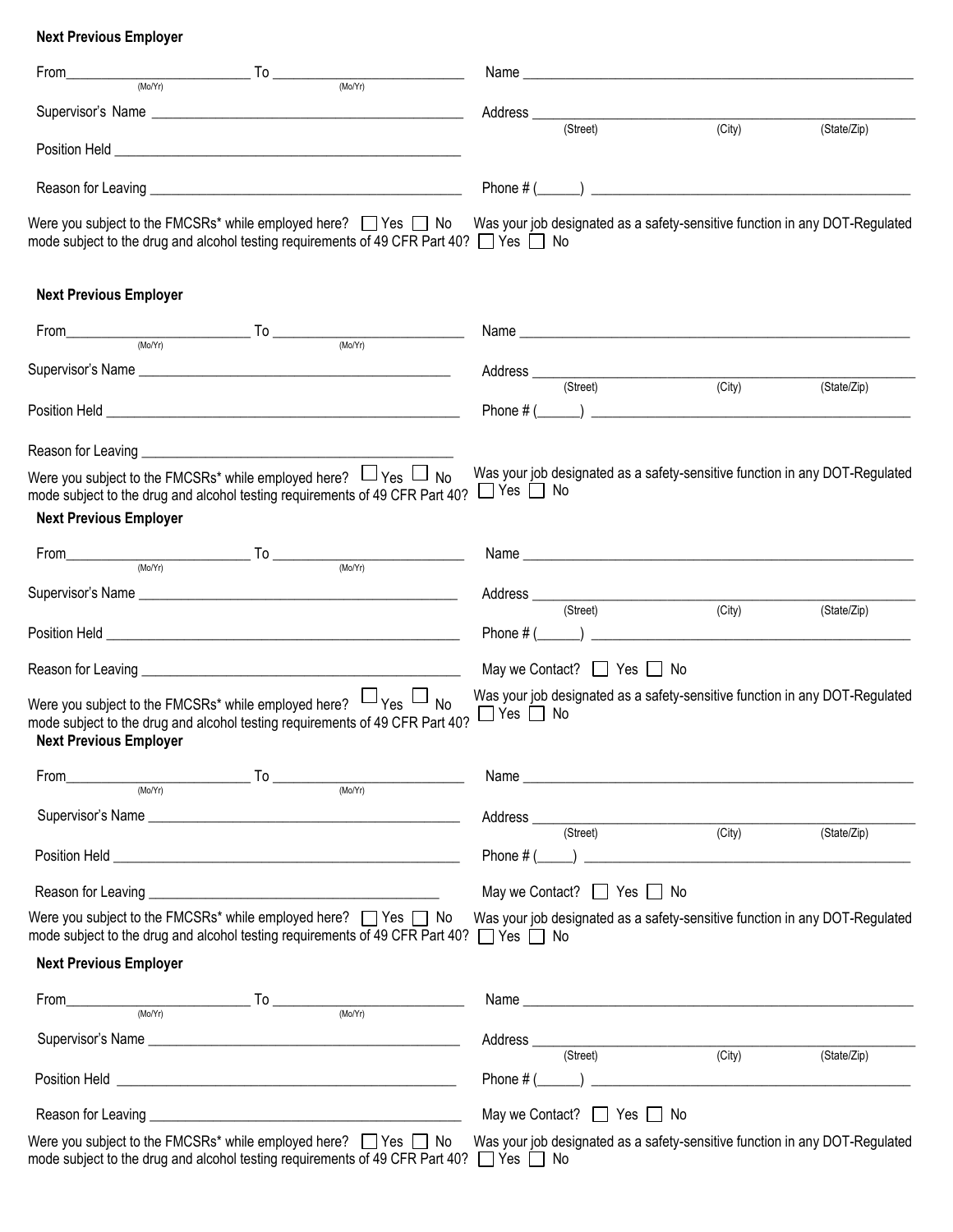**Next Previous Employer**

From_________________________ To _________________________ Name _______________________________________________
(Mo/Yr) (Mo/Yr)

Supervisor's Name _________________________________________ Address _______________________________________________
(Street) (City) (State/Zip)

Position Held _____________________________________________

Reason for Leaving _________________________________________ Phone # (______) _________________________________________

Were you subject to the FMCSRs* while employed here? ☐ Yes ☐ No Was your job designated as a safety-sensitive function in any DOT-Regulated mode subject to the drug and alcohol testing requirements of 49 CFR Part 40? ☐ Yes ☐ No

**Next Previous Employer**

From_________________________ To _________________________ Name _______________________________________________
(Mo/Yr) (Mo/Yr)

Supervisor's Name _________________________________________ Address _______________________________________________
(Street) (City) (State/Zip)

Position Held _____________________________________________ Phone # (______) _________________________________________

Reason for Leaving _________________________________________

Were you subject to the FMCSRs* while employed here? ☐ Yes ☐ No Was your job designated as a safety-sensitive function in any DOT-Regulated mode subject to the drug and alcohol testing requirements of 49 CFR Part 40? ☐ Yes ☐ No

**Next Previous Employer**

From_________________________ To _________________________ Name _______________________________________________
(Mo/Yr) (Mo/Yr)

Supervisor's Name _________________________________________ Address _______________________________________________
(Street) (City) (State/Zip)

Position Held _____________________________________________ Phone # (______) _________________________________________

Reason for Leaving _________________________________________ May we Contact? ☐ Yes ☐ No

Were you subject to the FMCSRs* while employed here? ☐ Yes ☐ No Was your job designated as a safety-sensitive function in any DOT-Regulated mode subject to the drug and alcohol testing requirements of 49 CFR Part 40? ☐ Yes ☐ No

**Next Previous Employer**

From_________________________ To _________________________ Name _______________________________________________
(Mo/Yr) (Mo/Yr)

Supervisor's Name _________________________________________ Address _______________________________________________
(Street) (City) (State/Zip)

Position Held _____________________________________________ Phone # (_____) _________________________________________

Reason for Leaving _________________________________________ May we Contact? ☐ Yes ☐ No

Were you subject to the FMCSRs* while employed here? ☐ Yes ☐ No Was your job designated as a safety-sensitive function in any DOT-Regulated mode subject to the drug and alcohol testing requirements of 49 CFR Part 40? ☐ Yes ☐ No

**Next Previous Employer**

From_________________________ To _________________________ Name _______________________________________________
(Mo/Yr) (Mo/Yr)

Supervisor's Name _________________________________________ Address _______________________________________________
(Street) (City) (State/Zip)

Position Held _____________________________________________ Phone # (______) _________________________________________

Reason for Leaving _________________________________________ May we Contact? ☐ Yes ☐ No

Were you subject to the FMCSRs* while employed here? ☐ Yes ☐ No Was your job designated as a safety-sensitive function in any DOT-Regulated mode subject to the drug and alcohol testing requirements of 49 CFR Part 40? ☐ Yes ☐ No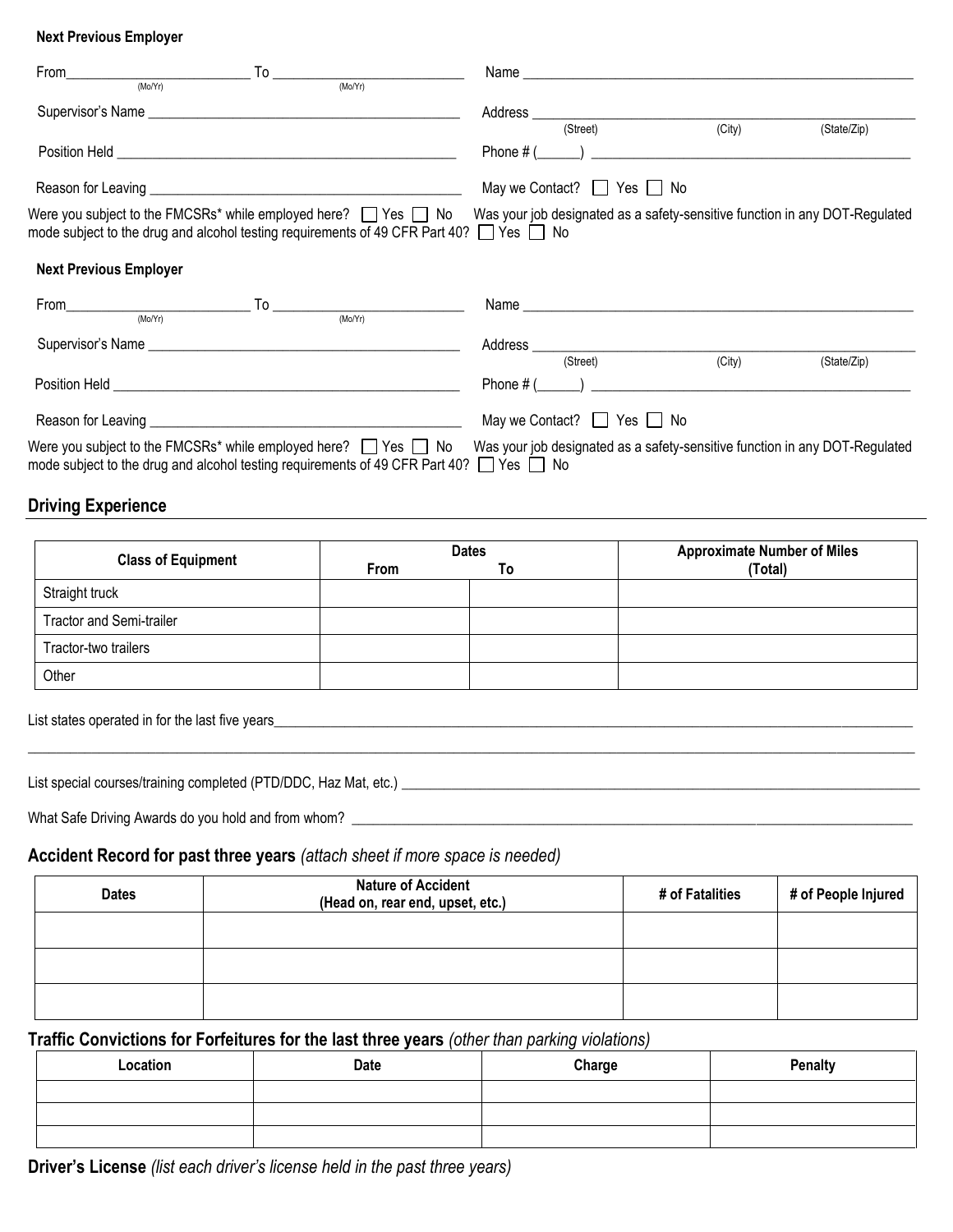**Next Previous Employer**

From_________________________ To _________________________ Name _______________________________________________
(Mo/Yr) (Mo/Yr)

Supervisor's Name ___________________________________________ Address _____________________________________________
(Street) (City) (State/Zip)

Position Held _______________________________________________ Phone # (______) _____________________________________

Reason for Leaving ___________________________________________ May we Contact? ☐ Yes ☐ No

Were you subject to the FMCSRs* while employed here? ☐ Yes ☐ No Was your job designated as a safety-sensitive function in any DOT-Regulated mode subject to the drug and alcohol testing requirements of 49 CFR Part 40? ☐ Yes ☐ No

**Next Previous Employer**

From_________________________ To _________________________ Name _______________________________________________
(Mo/Yr) (Mo/Yr)

Supervisor's Name ___________________________________________ Address _____________________________________________
(Street) (City) (State/Zip)

Position Held _______________________________________________ Phone # (______) _____________________________________

Reason for Leaving ___________________________________________ May we Contact? ☐ Yes ☐ No

Were you subject to the FMCSRs* while employed here? ☐ Yes ☐ No Was your job designated as a safety-sensitive function in any DOT-Regulated mode subject to the drug and alcohol testing requirements of 49 CFR Part 40? ☐ Yes ☐ No

## Driving Experience

| Class of Equipment | Dates | | Approximate Number of Miles (Total) |
|---|---|---|---|
| | From | To | |
| Straight truck | | | |
| Tractor and Semi-trailer | | | |
| Tractor-two trailers | | | |
| Other | | | |

List states operated in for the last five years___________________________________________________________________________

_____________________________________________________________________________________________________________

List special courses/training completed (PTD/DDC, Haz Mat, etc.) ___________________________________________________________

What Safe Driving Awards do you hold and from whom? _______________________________________________________________

## Accident Record for past three years *(attach sheet if more space is needed)*

| Dates | Nature of Accident (Head on, rear end, upset, etc.) | # of Fatalities | # of People Injured |
|---|---|---|---|
| | | | |
| | | | |
| | | | |

## Traffic Convictions for Forfeitures for the last three years *(other than parking violations)*

| Location | Date | Charge | Penalty |
|---|---|---|---|
| | | | |
| | | | |
| | | | |

## Driver's License *(list each driver's license held in the past three years)*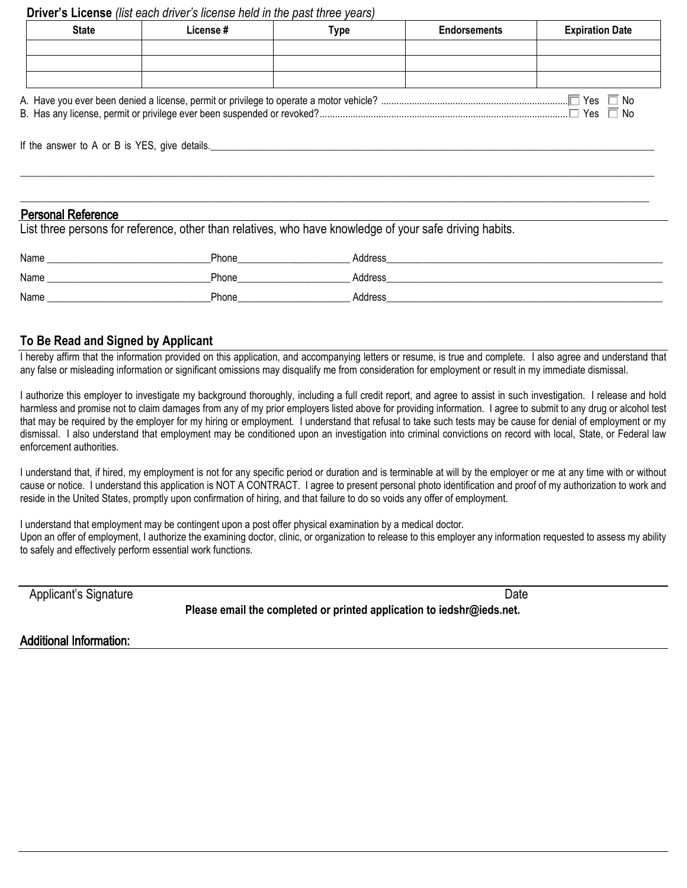**Driver's License** *(list each driver's license held in the past three years)*

| State | License # | Type | Endorsements | Expiration Date |
|---|---|---|---|---|
| | | | | |
| | | | | |
| | | | | |

A. Have you ever been denied a license, permit or privilege to operate a motor vehicle? ☐ Yes ☐ No

B. Has any license, permit or privilege ever been suspended or revoked? ☐ Yes ☐ No

If the answer to A or B is YES, give details.\_\_\_\_\_\_\_\_\_\_\_\_\_\_\_\_\_\_\_\_\_\_\_\_\_\_\_\_\_\_\_\_\_\_\_\_\_\_\_\_

\_\_\_\_\_\_\_\_\_\_\_\_\_\_\_\_\_\_\_\_\_\_\_\_\_\_\_\_\_\_\_\_\_\_\_\_\_\_\_\_\_\_\_\_\_\_\_\_\_\_\_\_\_\_\_\_\_\_\_\_

\_\_\_\_\_\_\_\_\_\_\_\_\_\_\_\_\_\_\_\_\_\_\_\_\_\_\_\_\_\_\_\_\_\_\_\_\_\_\_\_\_\_\_\_\_\_\_\_\_\_\_\_\_\_\_\_\_\_\_\_

## Personal Reference

List three persons for reference, other than relatives, who have knowledge of your safe driving habits.

Name \_\_\_\_\_\_\_\_\_\_\_\_\_\_\_\_\_\_\_\_ Phone \_\_\_\_\_\_\_\_\_\_\_\_\_\_\_ Address \_\_\_\_\_\_\_\_\_\_\_\_\_\_\_\_\_\_\_\_\_\_\_\_\_\_\_\_\_\_

Name \_\_\_\_\_\_\_\_\_\_\_\_\_\_\_\_\_\_\_\_ Phone \_\_\_\_\_\_\_\_\_\_\_\_\_\_\_ Address \_\_\_\_\_\_\_\_\_\_\_\_\_\_\_\_\_\_\_\_\_\_\_\_\_\_\_\_\_\_

Name \_\_\_\_\_\_\_\_\_\_\_\_\_\_\_\_\_\_\_\_ Phone \_\_\_\_\_\_\_\_\_\_\_\_\_\_\_ Address \_\_\_\_\_\_\_\_\_\_\_\_\_\_\_\_\_\_\_\_\_\_\_\_\_\_\_\_\_\_

## To Be Read and Signed by Applicant

I hereby affirm that the information provided on this application, and accompanying letters or resume, is true and complete. I also agree and understand that any false or misleading information or significant omissions may disqualify me from consideration for employment or result in my immediate dismissal.

I authorize this employer to investigate my background thoroughly, including a full credit report, and agree to assist in such investigation. I release and hold harmless and promise not to claim damages from any of my prior employers listed above for providing information. I agree to submit to any drug or alcohol test that may be required by the employer for my hiring or employment. I understand that refusal to take such tests may be cause for denial of employment or my dismissal. I also understand that employment may be conditioned upon an investigation into criminal convictions on record with local, State, or Federal law enforcement authorities.

I understand that, if hired, my employment is not for any specific period or duration and is terminable at will by the employer or me at any time with or without cause or notice. I understand this application is NOT A CONTRACT. I agree to present personal photo identification and proof of my authorization to work and reside in the United States, promptly upon confirmation of hiring, and that failure to do so voids any offer of employment.

I understand that employment may be contingent upon a post offer physical examination by a medical doctor.
Upon an offer of employment, I authorize the examining doctor, clinic, or organization to release to this employer any information requested to assess my ability to safely and effectively perform essential work functions.

Applicant's Signature                                                                 Date

**Please email the completed or printed application to iedshr@ieds.net.**

## Additional Information: